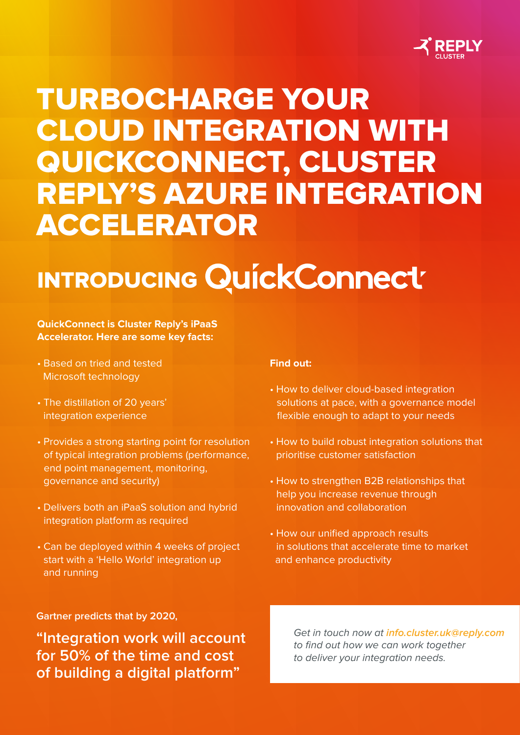REPLY CLUSTER

# TURBOCHARGE YOUR CLOUD INTEGRATION WITH QUICKCONNECT, CLUSTER REPLY'S AZURE INTEGRATION ACCELERATOR

## INTRODUCING QuickConnect

**QuickConnect is Cluster Reply's iPaaS Accelerator. Here are some key facts:**

- Based on tried and tested Microsoft technology
- The distillation of 20 years' integration experience
- Provides a strong starting point for resolution of typical integration problems (performance, end point management, monitoring, governance and security)
- Delivers both an iPaaS solution and hybrid integration platform as required
- Can be deployed within 4 weeks of project start with a 'Hello World' integration up and running

**Find out:**

- How to deliver cloud-based integration solutions at pace, with a governance model flexible enough to adapt to your needs
- How to build robust integration solutions that prioritise customer satisfaction
- How to strengthen B2B relationships that help you increase revenue through innovation and collaboration
- How our unified approach results in solutions that accelerate time to market and enhance productivity

**Gartner predicts that by 2020,**

**"Integration work will account for 50% of the time and cost of building a digital platform"**

*Get in touch now at **info.cluster.uk@reply.com** to find out how we can work together to deliver your integration needs.*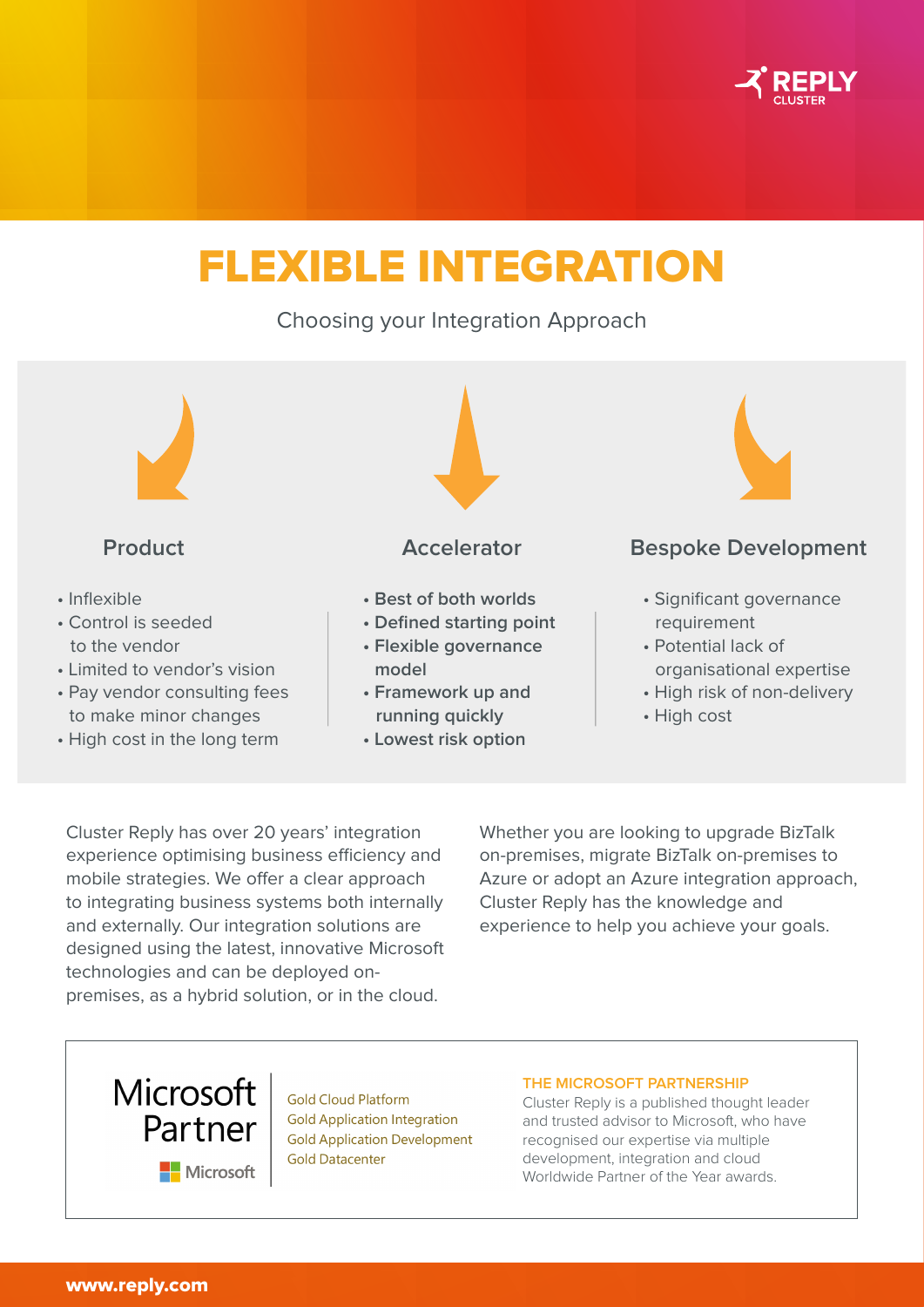# FLEXIBLE INTEGRATION

Choosing your Integration Approach

### Product

- Inflexible
- Control is seeded to the vendor
- Limited to vendor's vision
- Pay vendor consulting fees to make minor changes
- High cost in the long term

### Accelerator

- **Best of both worlds**
- **Defined starting point**
- **Flexible governance model**
- **Framework up and running quickly**
- **Lowest risk option**

### Bespoke Development

- Significant governance requirement
- Potential lack of organisational expertise
- High risk of non-delivery
- High cost

Cluster Reply has over 20 years' integration experience optimising business efficiency and mobile strategies. We offer a clear approach to integrating business systems both internally and externally. Our integration solutions are designed using the latest, innovative Microsoft technologies and can be deployed on-premises, as a hybrid solution, or in the cloud.

Whether you are looking to upgrade BizTalk on-premises, migrate BizTalk on-premises to Azure or adopt an Azure integration approach, Cluster Reply has the knowledge and experience to help you achieve your goals.

Microsoft Partner

Microsoft

Gold Cloud Platform
Gold Application Integration
Gold Application Development
Gold Datacenter

#### THE MICROSOFT PARTNERSHIP

Cluster Reply is a published thought leader and trusted advisor to Microsoft, who have recognised our expertise via multiple development, integration and cloud Worldwide Partner of the Year awards.

**www.reply.com**